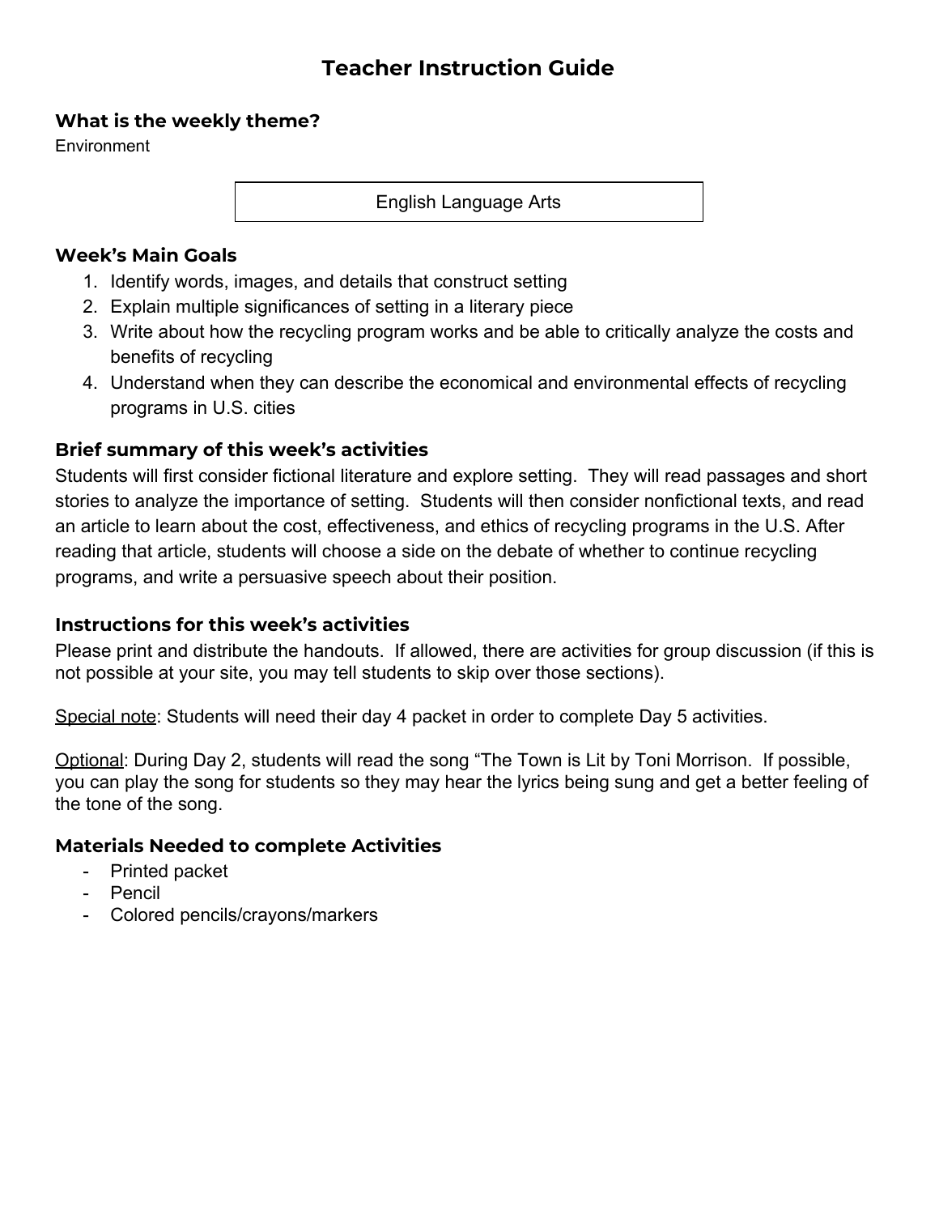# Teacher Instruction Guide

### What is the weekly theme?

Environment

English Language Arts

### Week's Main Goals

1. Identify words, images, and details that construct setting
2. Explain multiple significances of setting in a literary piece
3. Write about how the recycling program works and be able to critically analyze the costs and benefits of recycling
4. Understand when they can describe the economical and environmental effects of recycling programs in U.S. cities

### Brief summary of this week's activities

Students will first consider fictional literature and explore setting. They will read passages and short stories to analyze the importance of setting. Students will then consider nonfictional texts, and read an article to learn about the cost, effectiveness, and ethics of recycling programs in the U.S. After reading that article, students will choose a side on the debate of whether to continue recycling programs, and write a persuasive speech about their position.

### Instructions for this week's activities

Please print and distribute the handouts. If allowed, there are activities for group discussion (if this is not possible at your site, you may tell students to skip over those sections).

<u>Special note</u>: Students will need their day 4 packet in order to complete Day 5 activities.

<u>Optional</u>: During Day 2, students will read the song "The Town is Lit by Toni Morrison. If possible, you can play the song for students so they may hear the lyrics being sung and get a better feeling of the tone of the song.

### Materials Needed to complete Activities

- Printed packet
- Pencil
- Colored pencils/crayons/markers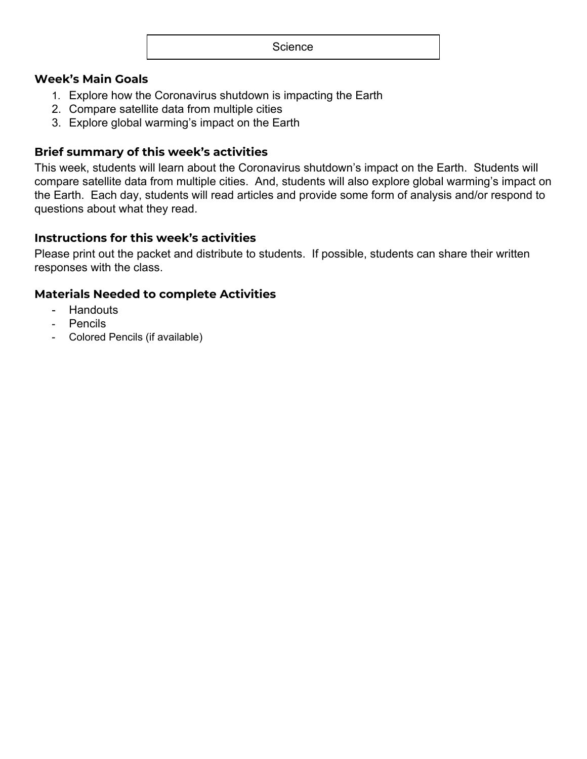Science

### Week's Main Goals

1. Explore how the Coronavirus shutdown is impacting the Earth
2. Compare satellite data from multiple cities
3. Explore global warming's impact on the Earth

### Brief summary of this week's activities

This week, students will learn about the Coronavirus shutdown's impact on the Earth. Students will compare satellite data from multiple cities. And, students will also explore global warming's impact on the Earth. Each day, students will read articles and provide some form of analysis and/or respond to questions about what they read.

### Instructions for this week's activities

Please print out the packet and distribute to students. If possible, students can share their written responses with the class.

### Materials Needed to complete Activities

- Handouts
- Pencils
- Colored Pencils (if available)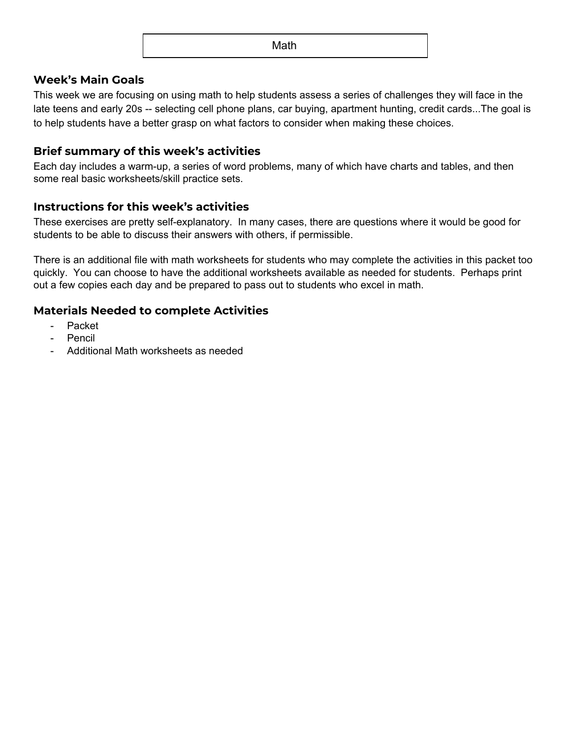Math

## Week's Main Goals

This week we are focusing on using math to help students assess a series of challenges they will face in the late teens and early 20s -- selecting cell phone plans, car buying, apartment hunting, credit cards...The goal is to help students have a better grasp on what factors to consider when making these choices.

## Brief summary of this week's activities

Each day includes a warm-up, a series of word problems, many of which have charts and tables, and then some real basic worksheets/skill practice sets.

## Instructions for this week's activities

These exercises are pretty self-explanatory. In many cases, there are questions where it would be good for students to be able to discuss their answers with others, if permissible.

There is an additional file with math worksheets for students who may complete the activities in this packet too quickly. You can choose to have the additional worksheets available as needed for students. Perhaps print out a few copies each day and be prepared to pass out to students who excel in math.

## Materials Needed to complete Activities

- Packet
- Pencil
- Additional Math worksheets as needed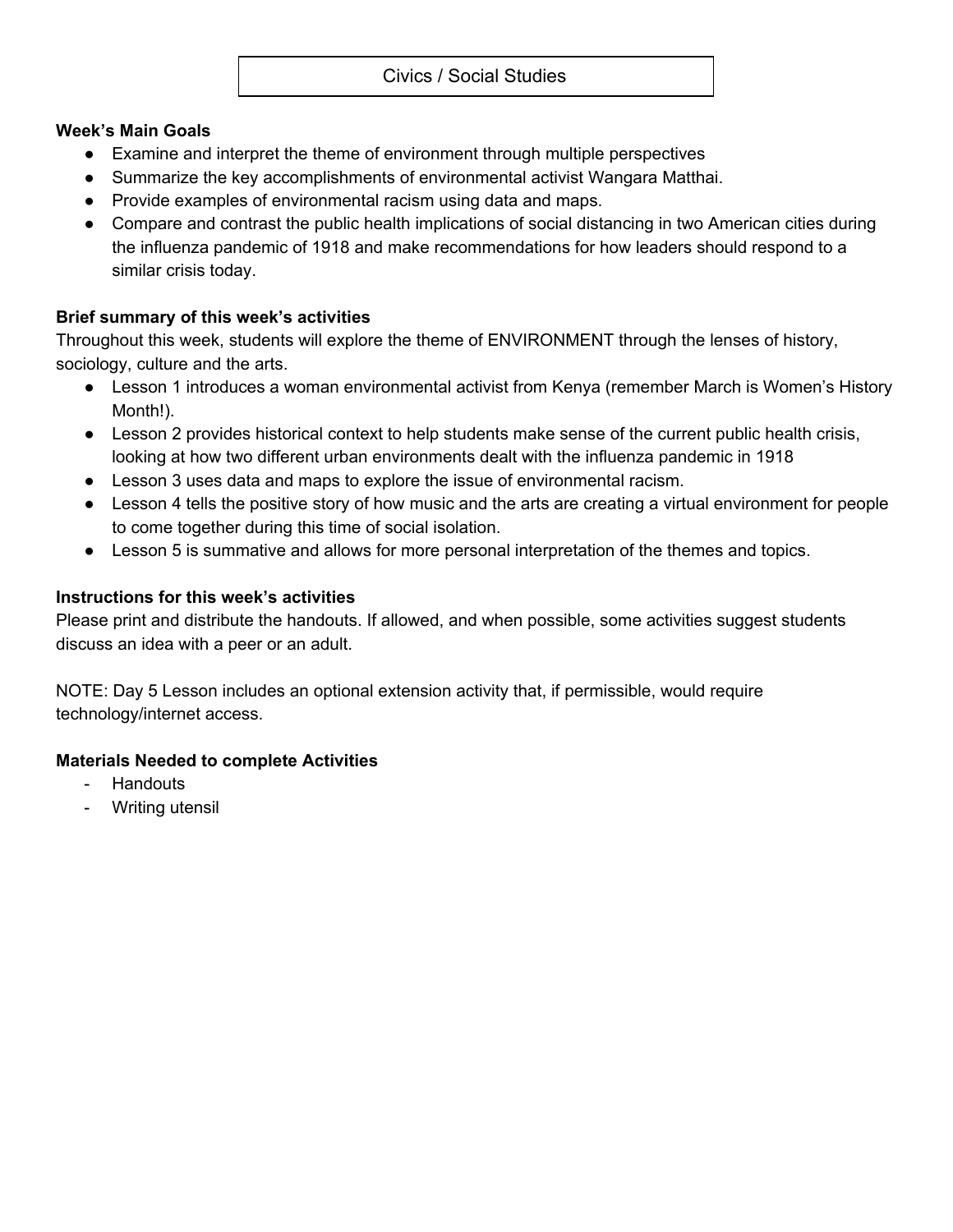# Civics / Social Studies

**Week's Main Goals**

- Examine and interpret the theme of environment through multiple perspectives
- Summarize the key accomplishments of environmental activist Wangara Matthai.
- Provide examples of environmental racism using data and maps.
- Compare and contrast the public health implications of social distancing in two American cities during the influenza pandemic of 1918 and make recommendations for how leaders should respond to a similar crisis today.

**Brief summary of this week's activities**

Throughout this week, students will explore the theme of ENVIRONMENT through the lenses of history, sociology, culture and the arts.

- Lesson 1 introduces a woman environmental activist from Kenya (remember March is Women's History Month!).
- Lesson 2 provides historical context to help students make sense of the current public health crisis, looking at how two different urban environments dealt with the influenza pandemic in 1918
- Lesson 3 uses data and maps to explore the issue of environmental racism.
- Lesson 4 tells the positive story of how music and the arts are creating a virtual environment for people to come together during this time of social isolation.
- Lesson 5 is summative and allows for more personal interpretation of the themes and topics.

**Instructions for this week's activities**

Please print and distribute the handouts. If allowed, and when possible, some activities suggest students discuss an idea with a peer or an adult.

NOTE: Day 5 Lesson includes an optional extension activity that, if permissible, would require technology/internet access.

**Materials Needed to complete Activities**

- Handouts
- Writing utensil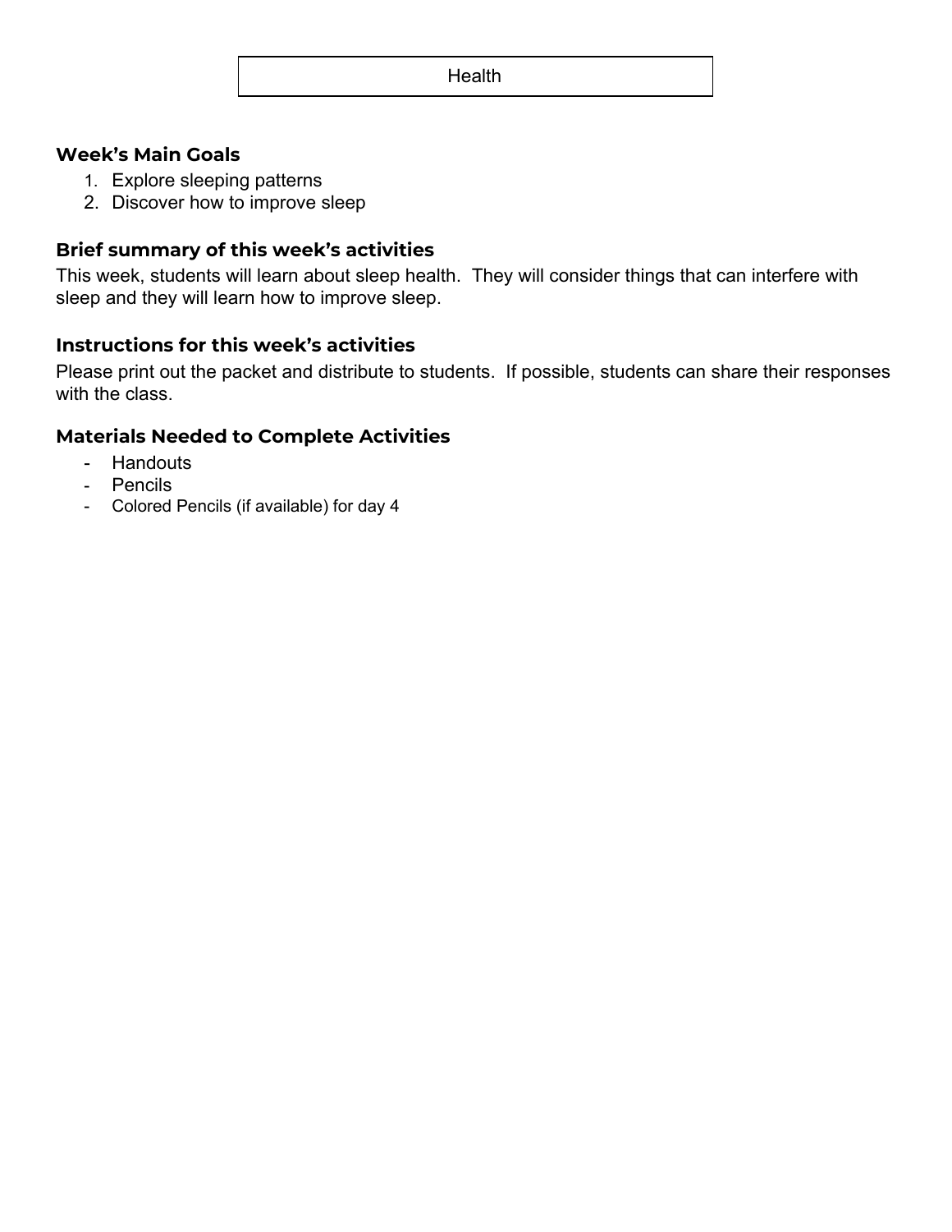Health

### Week's Main Goals

1. Explore sleeping patterns
2. Discover how to improve sleep

### Brief summary of this week's activities

This week, students will learn about sleep health. They will consider things that can interfere with sleep and they will learn how to improve sleep.

### Instructions for this week's activities

Please print out the packet and distribute to students. If possible, students can share their responses with the class.

### Materials Needed to Complete Activities

- Handouts
- Pencils
- Colored Pencils (if available) for day 4